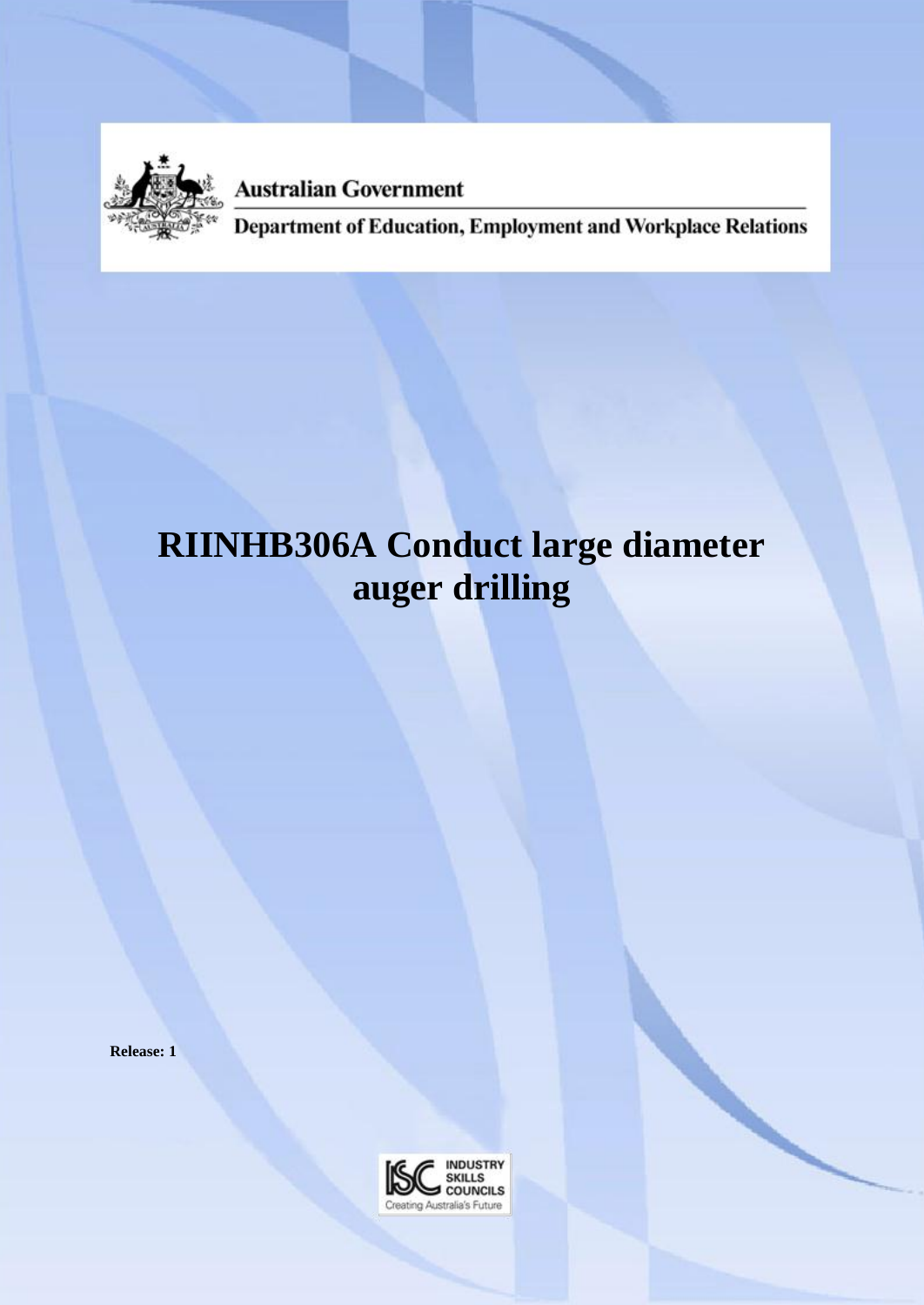Australian Government

Department of Education, Employment and Workplace Relations

# RIINHB306A Conduct large diameter auger drilling

**Release: 1**

INDUSTRY SKILLS COUNCILS

Creating Australia's Future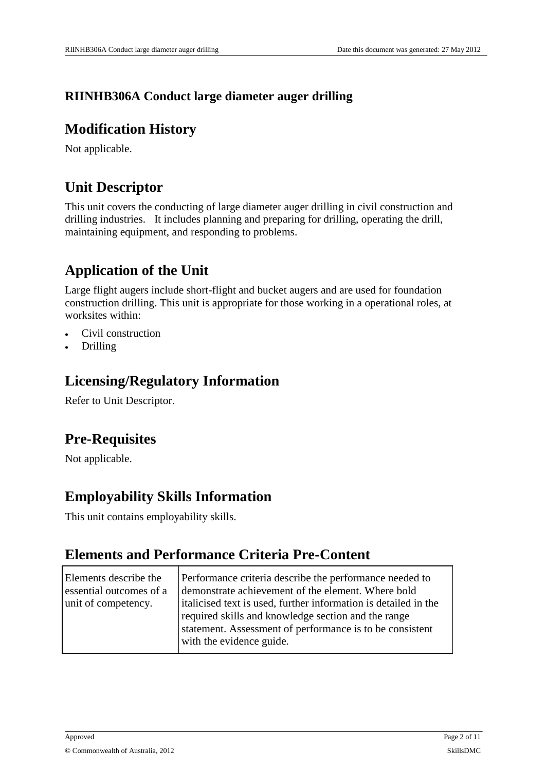# RIINHB306A Conduct large diameter auger drilling

## Modification History

Not applicable.

## Unit Descriptor

This unit covers the conducting of large diameter auger drilling in civil construction and drilling industries.   It includes planning and preparing for drilling, operating the drill, maintaining equipment, and responding to problems.

## Application of the Unit

Large flight augers include short-flight and bucket augers and are used for foundation construction drilling. This unit is appropriate for those working in a operational roles, at worksites within:

- Civil construction
- Drilling

## Licensing/Regulatory Information

Refer to Unit Descriptor.

## Pre-Requisites

Not applicable.

## Employability Skills Information

This unit contains employability skills.

## Elements and Performance Criteria Pre-Content

| Elements describe the essential outcomes of a unit of competency. | Performance criteria describe the performance needed to demonstrate achievement of the element. Where bold italicised text is used, further information is detailed in the required skills and knowledge section and the range statement. Assessment of performance is to be consistent with the evidence guide. |
|---|---|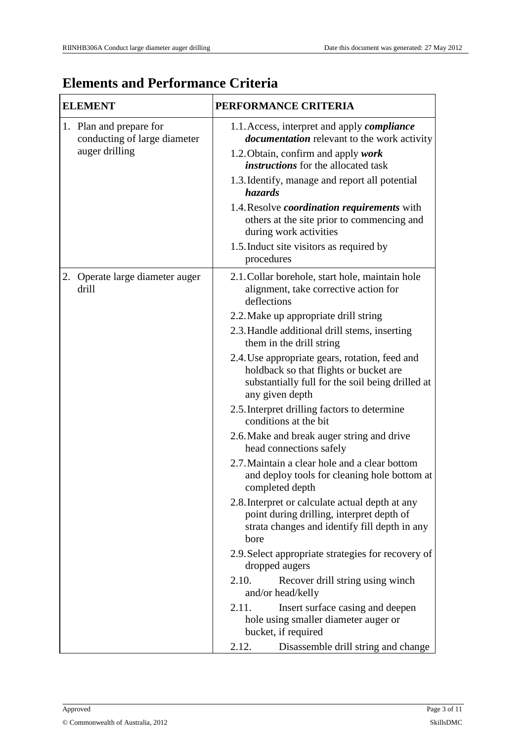## Elements and Performance Criteria

| ELEMENT | PERFORMANCE CRITERIA |
|---|---|
| 1. Plan and prepare for conducting of large diameter auger drilling | 1.1. Access, interpret and apply ***compliance documentation*** relevant to the work activity<br>1.2. Obtain, confirm and apply ***work instructions*** for the allocated task<br>1.3. Identify, manage and report all potential ***hazards***<br>1.4. Resolve ***coordination requirements*** with others at the site prior to commencing and during work activities<br>1.5. Induct site visitors as required by procedures |
| 2. Operate large diameter auger drill | 2.1. Collar borehole, start hole, maintain hole alignment, take corrective action for deflections<br>2.2. Make up appropriate drill string<br>2.3. Handle additional drill stems, inserting them in the drill string<br>2.4. Use appropriate gears, rotation, feed and holdback so that flights or bucket are substantially full for the soil being drilled at any given depth<br>2.5. Interpret drilling factors to determine conditions at the bit<br>2.6. Make and break auger string and drive head connections safely<br>2.7. Maintain a clear hole and a clear bottom and deploy tools for cleaning hole bottom at completed depth<br>2.8. Interpret or calculate actual depth at any point during drilling, interpret depth of strata changes and identify fill depth in any bore<br>2.9. Select appropriate strategies for recovery of dropped augers<br>2.10. Recover drill string using winch and/or head/kelly<br>2.11. Insert surface casing and deepen hole using smaller diameter auger or bucket, if required<br>2.12. Disassemble drill string and change |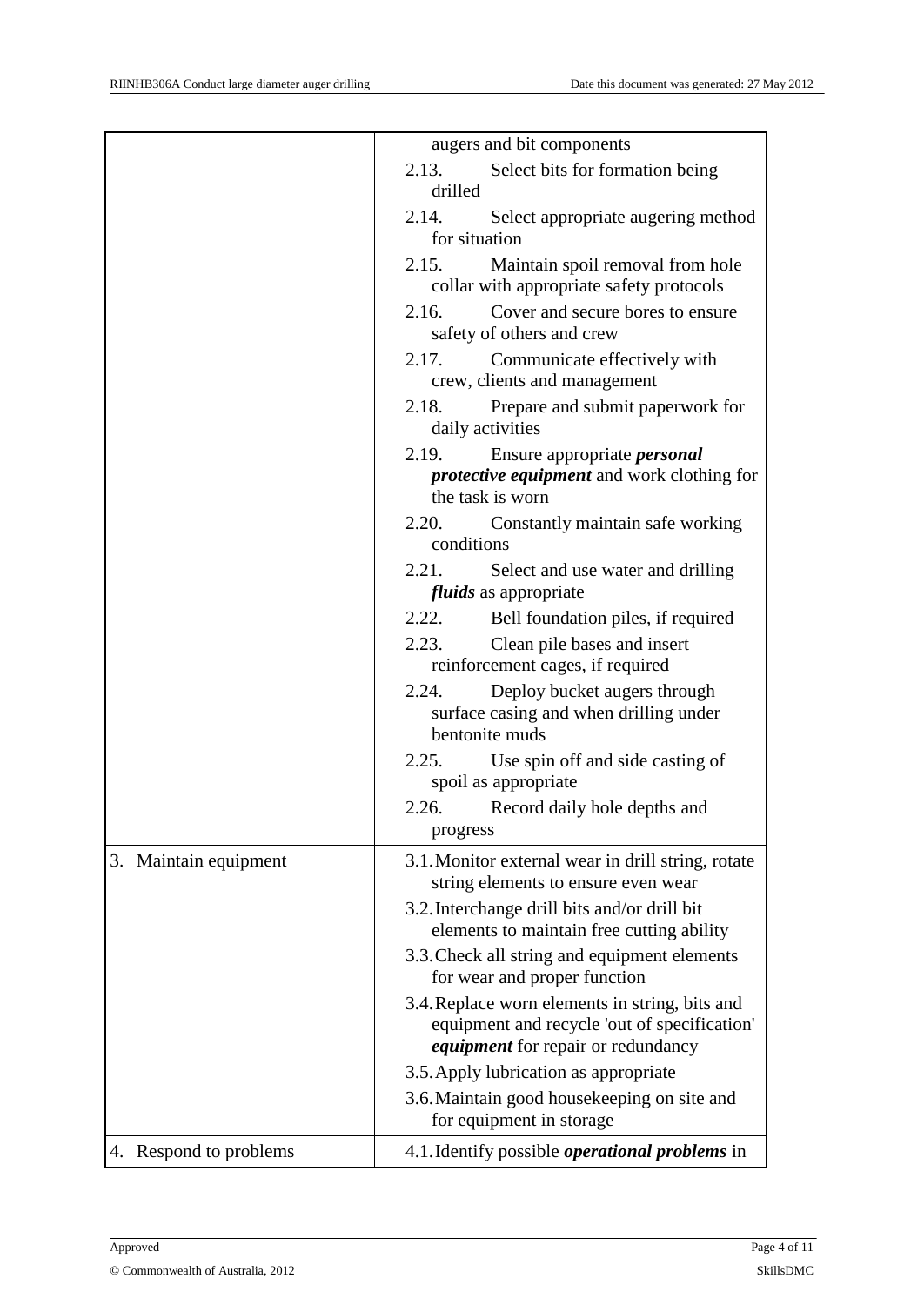| | |
|---|---|
| | augers and bit components |
| | 2.13. Select bits for formation being drilled |
| | 2.14. Select appropriate augering method for situation |
| | 2.15. Maintain spoil removal from hole collar with appropriate safety protocols |
| | 2.16. Cover and secure bores to ensure safety of others and crew |
| | 2.17. Communicate effectively with crew, clients and management |
| | 2.18. Prepare and submit paperwork for daily activities |
| | 2.19. Ensure appropriate ***personal protective equipment*** and work clothing for the task is worn |
| | 2.20. Constantly maintain safe working conditions |
| | 2.21. Select and use water and drilling ***fluids*** as appropriate |
| | 2.22. Bell foundation piles, if required |
| | 2.23. Clean pile bases and insert reinforcement cages, if required |
| | 2.24. Deploy bucket augers through surface casing and when drilling under bentonite muds |
| | 2.25. Use spin off and side casting of spoil as appropriate |
| | 2.26. Record daily hole depths and progress |
| 3. Maintain equipment | 3.1. Monitor external wear in drill string, rotate string elements to ensure even wear |
| | 3.2. Interchange drill bits and/or drill bit elements to maintain free cutting ability |
| | 3.3. Check all string and equipment elements for wear and proper function |
| | 3.4. Replace worn elements in string, bits and equipment and recycle 'out of specification' ***equipment*** for repair or redundancy |
| | 3.5. Apply lubrication as appropriate |
| | 3.6. Maintain good housekeeping on site and for equipment in storage |
| 4. Respond to problems | 4.1. Identify possible ***operational problems*** in |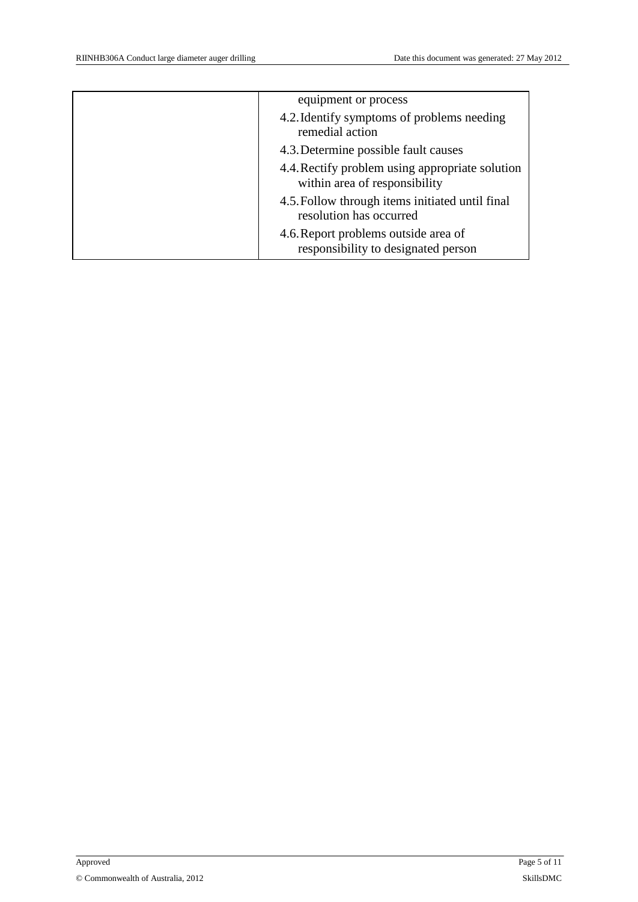|  |  |
| --- | --- |
|  | equipment or process<br>4.2. Identify symptoms of problems needing remedial action<br>4.3. Determine possible fault causes<br>4.4. Rectify problem using appropriate solution within area of responsibility<br>4.5. Follow through items initiated until final resolution has occurred<br>4.6. Report problems outside area of responsibility to designated person |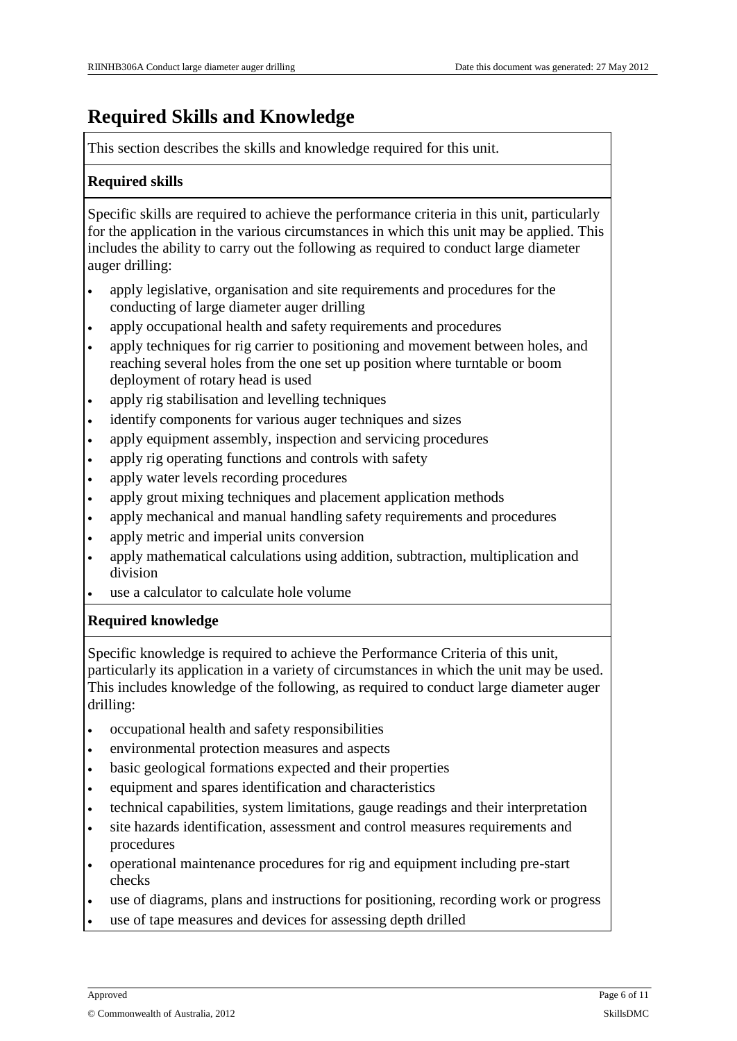# Required Skills and Knowledge

This section describes the skills and knowledge required for this unit.

## Required skills

Specific skills are required to achieve the performance criteria in this unit, particularly for the application in the various circumstances in which this unit may be applied. This includes the ability to carry out the following as required to conduct large diameter auger drilling:

- apply legislative, organisation and site requirements and procedures for the conducting of large diameter auger drilling
- apply occupational health and safety requirements and procedures
- apply techniques for rig carrier to positioning and movement between holes, and reaching several holes from the one set up position where turntable or boom deployment of rotary head is used
- apply rig stabilisation and levelling techniques
- identify components for various auger techniques and sizes
- apply equipment assembly, inspection and servicing procedures
- apply rig operating functions and controls with safety
- apply water levels recording procedures
- apply grout mixing techniques and placement application methods
- apply mechanical and manual handling safety requirements and procedures
- apply metric and imperial units conversion
- apply mathematical calculations using addition, subtraction, multiplication and division
- use a calculator to calculate hole volume

## Required knowledge

Specific knowledge is required to achieve the Performance Criteria of this unit, particularly its application in a variety of circumstances in which the unit may be used. This includes knowledge of the following, as required to conduct large diameter auger drilling:

- occupational health and safety responsibilities
- environmental protection measures and aspects
- basic geological formations expected and their properties
- equipment and spares identification and characteristics
- technical capabilities, system limitations, gauge readings and their interpretation
- site hazards identification, assessment and control measures requirements and procedures
- operational maintenance procedures for rig and equipment including pre-start checks
- use of diagrams, plans and instructions for positioning, recording work or progress
- use of tape measures and devices for assessing depth drilled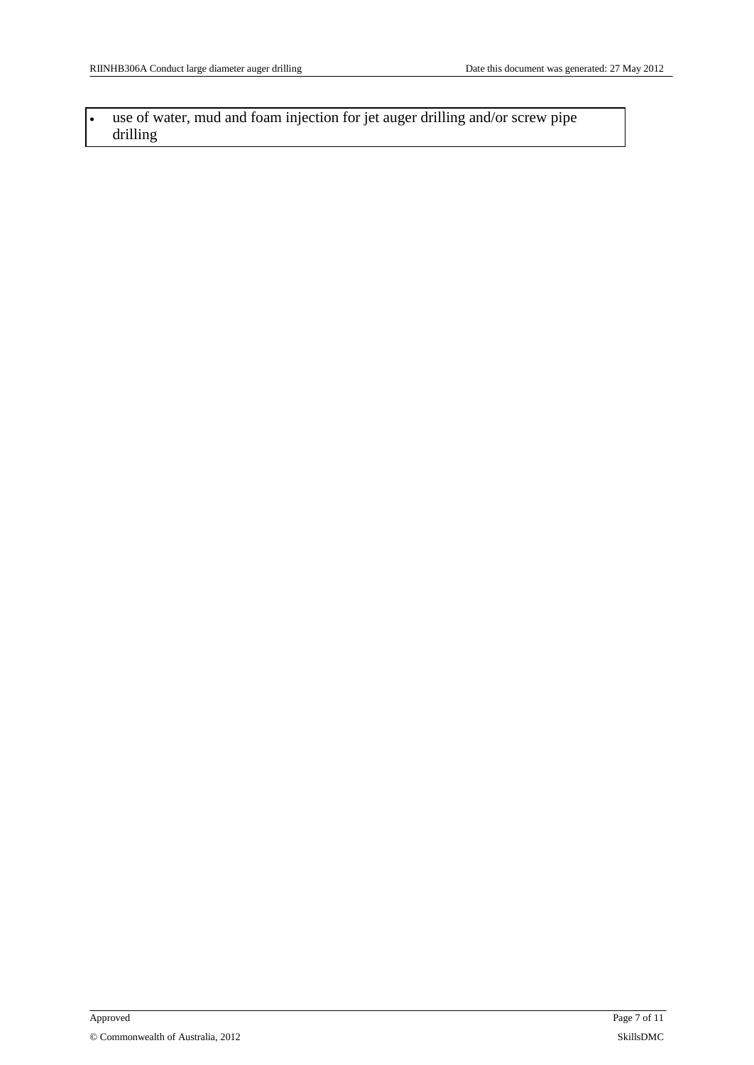- use of water, mud and foam injection for jet auger drilling and/or screw pipe drilling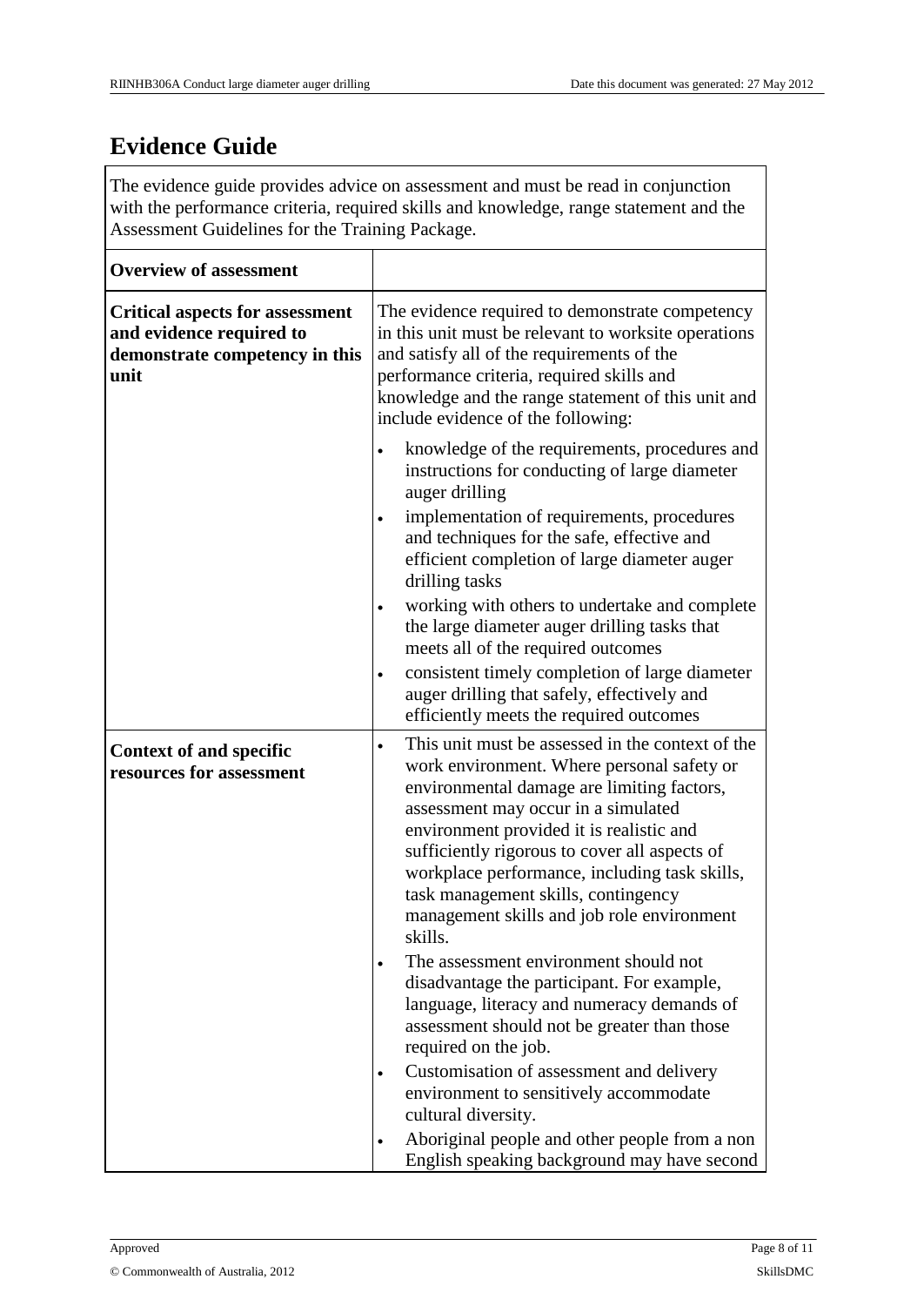# Evidence Guide

The evidence guide provides advice on assessment and must be read in conjunction with the performance criteria, required skills and knowledge, range statement and the Assessment Guidelines for the Training Package.

| **Overview of assessment** | |
|---|---|
| **Critical aspects for assessment and evidence required to demonstrate competency in this unit** | The evidence required to demonstrate competency in this unit must be relevant to worksite operations and satisfy all of the requirements of the performance criteria, required skills and knowledge and the range statement of this unit and include evidence of the following:<br>• knowledge of the requirements, procedures and instructions for conducting of large diameter auger drilling<br>• implementation of requirements, procedures and techniques for the safe, effective and efficient completion of large diameter auger drilling tasks<br>• working with others to undertake and complete the large diameter auger drilling tasks that meets all of the required outcomes<br>• consistent timely completion of large diameter auger drilling that safely, effectively and efficiently meets the required outcomes |
| **Context of and specific resources for assessment** | • This unit must be assessed in the context of the work environment. Where personal safety or environmental damage are limiting factors, assessment may occur in a simulated environment provided it is realistic and sufficiently rigorous to cover all aspects of workplace performance, including task skills, task management skills, contingency management skills and job role environment skills.<br>• The assessment environment should not disadvantage the participant. For example, language, literacy and numeracy demands of assessment should not be greater than those required on the job.<br>• Customisation of assessment and delivery environment to sensitively accommodate cultural diversity.<br>• Aboriginal people and other people from a non English speaking background may have second |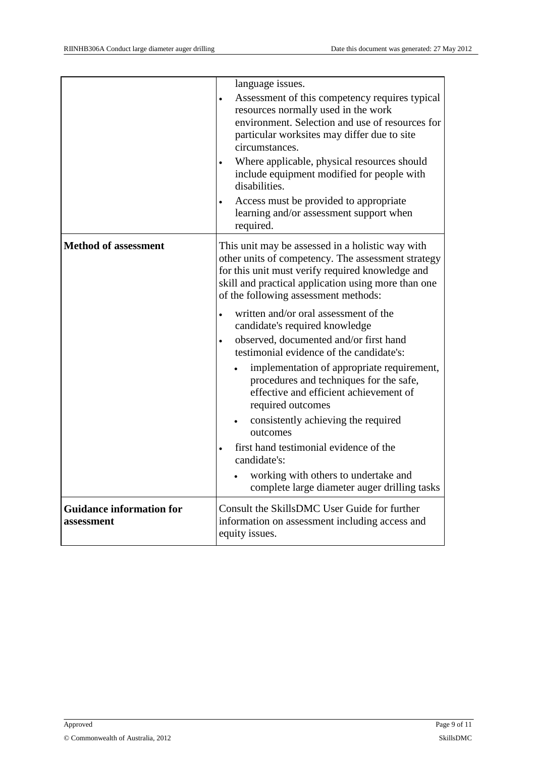| | |
|---|---|
| | language issues.<br>• Assessment of this competency requires typical resources normally used in the work environment. Selection and use of resources for particular worksites may differ due to site circumstances.<br>• Where applicable, physical resources should include equipment modified for people with disabilities.<br>• Access must be provided to appropriate learning and/or assessment support when required. |
| **Method of assessment** | This unit may be assessed in a holistic way with other units of competency. The assessment strategy for this unit must verify required knowledge and skill and practical application using more than one of the following assessment methods:<br>• written and/or oral assessment of the candidate's required knowledge<br>• observed, documented and/or first hand testimonial evidence of the candidate's:<br>  • implementation of appropriate requirement, procedures and techniques for the safe, effective and efficient achievement of required outcomes<br>  • consistently achieving the required outcomes<br>• first hand testimonial evidence of the candidate's:<br>  • working with others to undertake and complete large diameter auger drilling tasks |
| **Guidance information for assessment** | Consult the SkillsDMC User Guide for further information on assessment including access and equity issues. |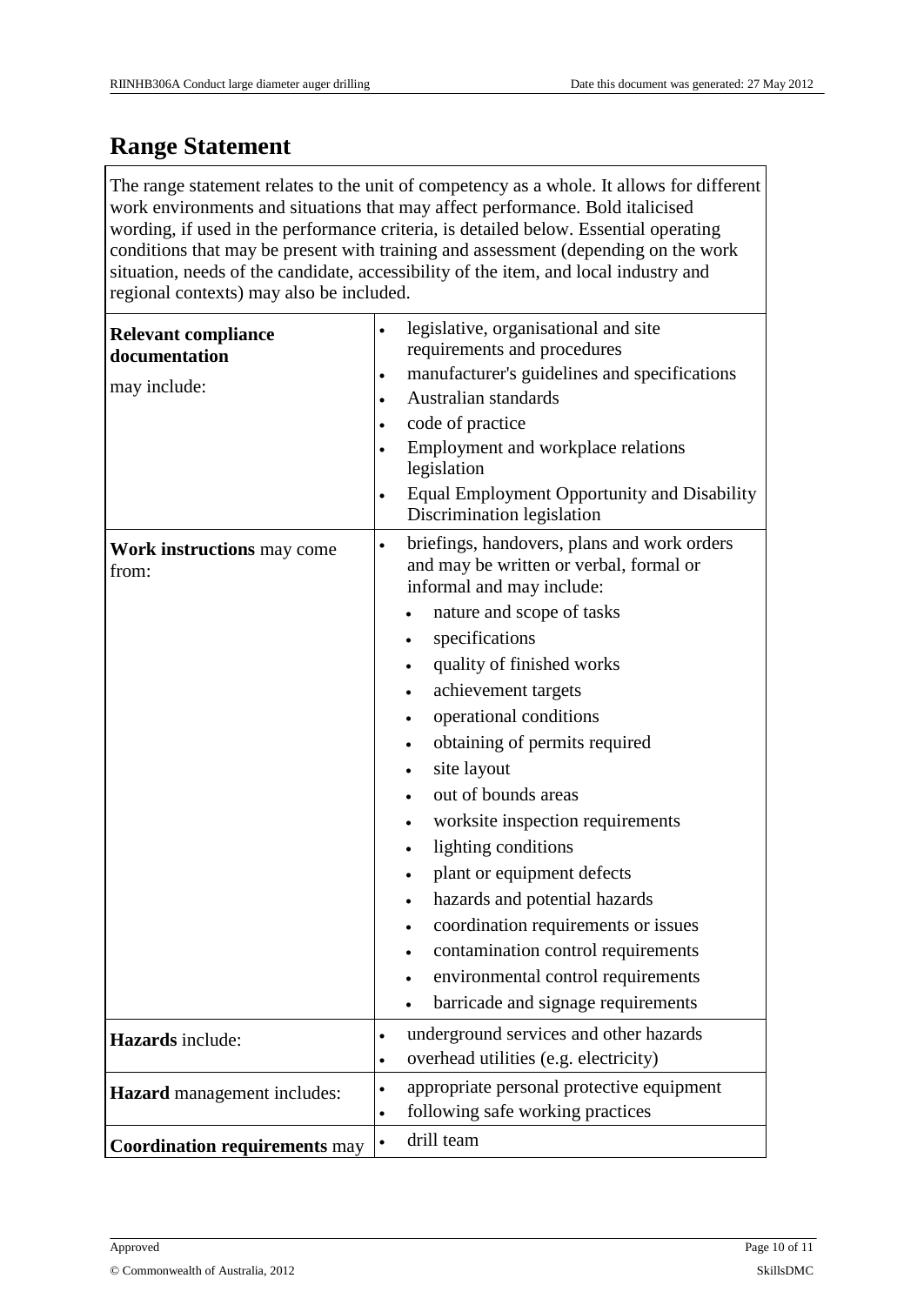## Range Statement

The range statement relates to the unit of competency as a whole. It allows for different work environments and situations that may affect performance. Bold italicised wording, if used in the performance criteria, is detailed below. Essential operating conditions that may be present with training and assessment (depending on the work situation, needs of the candidate, accessibility of the item, and local industry and regional contexts) may also be included.

| | |
|---|---|
| **Relevant compliance documentation** may include: | • legislative, organisational and site requirements and procedures<br>• manufacturer's guidelines and specifications<br>• Australian standards<br>• code of practice<br>• Employment and workplace relations legislation<br>• Equal Employment Opportunity and Disability Discrimination legislation |
| **Work instructions** may come from: | • briefings, handovers, plans and work orders and may be written or verbal, formal or informal and may include:<br>&nbsp;&nbsp;• nature and scope of tasks<br>&nbsp;&nbsp;• specifications<br>&nbsp;&nbsp;• quality of finished works<br>&nbsp;&nbsp;• achievement targets<br>&nbsp;&nbsp;• operational conditions<br>&nbsp;&nbsp;• obtaining of permits required<br>&nbsp;&nbsp;• site layout<br>&nbsp;&nbsp;• out of bounds areas<br>&nbsp;&nbsp;• worksite inspection requirements<br>&nbsp;&nbsp;• lighting conditions<br>&nbsp;&nbsp;• plant or equipment defects<br>&nbsp;&nbsp;• hazards and potential hazards<br>&nbsp;&nbsp;• coordination requirements or issues<br>&nbsp;&nbsp;• contamination control requirements<br>&nbsp;&nbsp;• environmental control requirements<br>&nbsp;&nbsp;• barricade and signage requirements |
| **Hazards** include: | • underground services and other hazards<br>• overhead utilities (e.g. electricity) |
| **Hazard** management includes: | • appropriate personal protective equipment<br>• following safe working practices |
| **Coordination requirements** may | • drill team |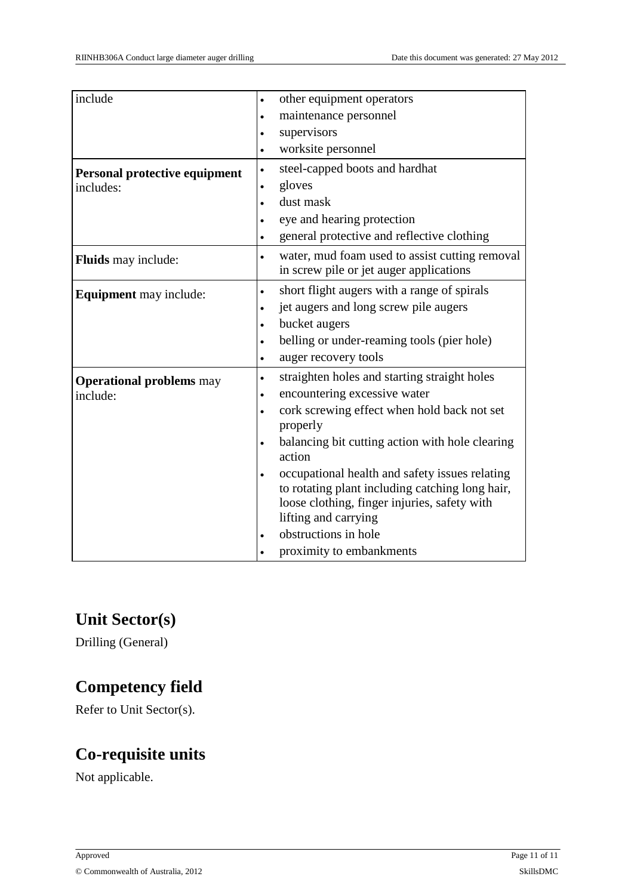| | |
|---|---|
| include | • other equipment operators<br>• maintenance personnel<br>• supervisors<br>• worksite personnel |
| **Personal protective equipment** includes: | • steel-capped boots and hardhat<br>• gloves<br>• dust mask<br>• eye and hearing protection<br>• general protective and reflective clothing |
| **Fluids** may include: | • water, mud foam used to assist cutting removal in screw pile or jet auger applications |
| **Equipment** may include: | • short flight augers with a range of spirals<br>• jet augers and long screw pile augers<br>• bucket augers<br>• belling or under-reaming tools (pier hole)<br>• auger recovery tools |
| **Operational problems** may include: | • straighten holes and starting straight holes<br>• encountering excessive water<br>• cork screwing effect when hold back not set properly<br>• balancing bit cutting action with hole clearing action<br>• occupational health and safety issues relating to rotating plant including catching long hair, loose clothing, finger injuries, safety with lifting and carrying<br>• obstructions in hole<br>• proximity to embankments |

## Unit Sector(s)

Drilling (General)

## Competency field

Refer to Unit Sector(s).

## Co-requisite units

Not applicable.